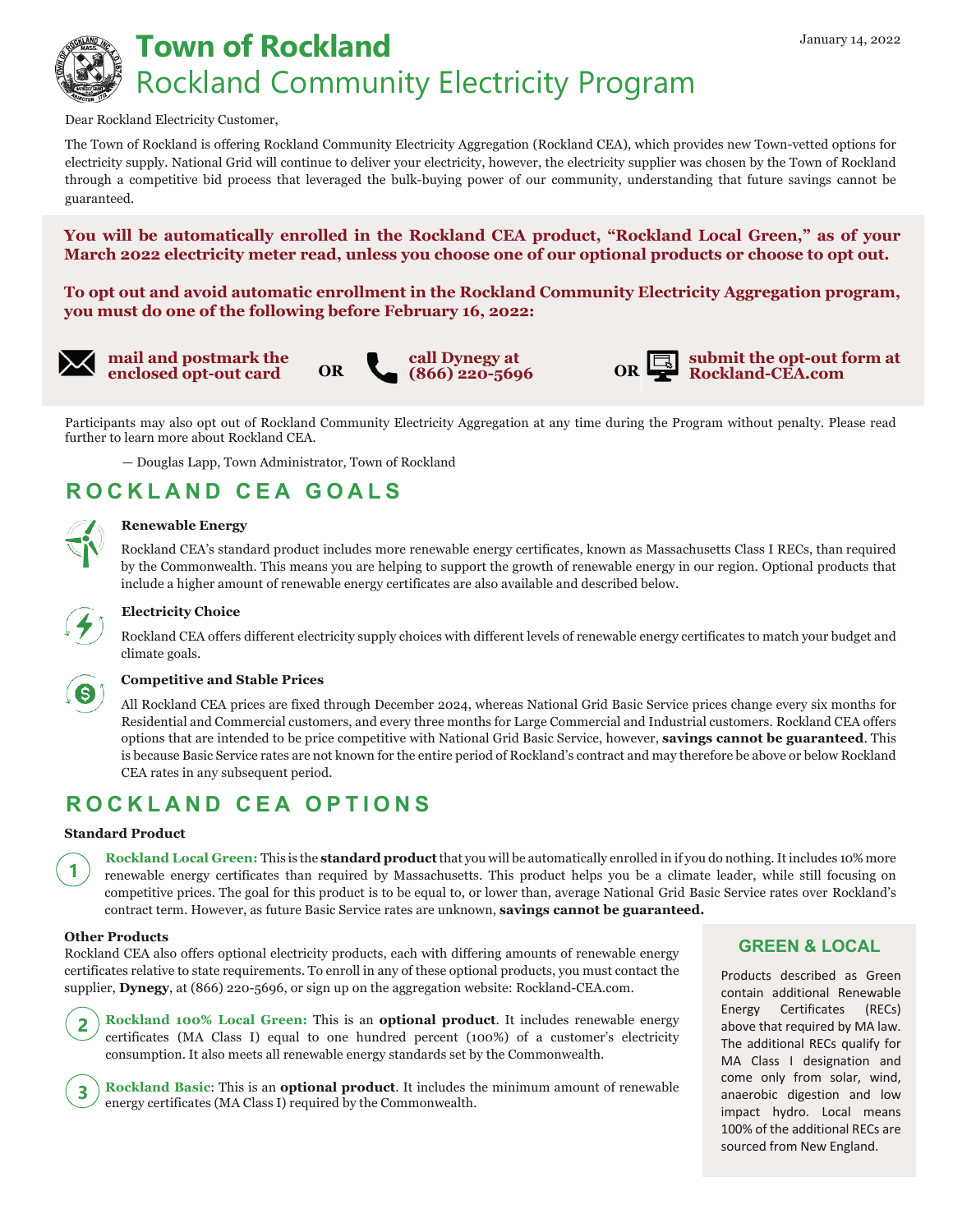January 14, 2022

# Town of Rockland
## Rockland Community Electricity Program

Dear Rockland Electricity Customer,

The Town of Rockland is offering Rockland Community Electricity Aggregation (Rockland CEA), which provides new Town-vetted options for electricity supply. National Grid will continue to deliver your electricity, however, the electricity supplier was chosen by the Town of Rockland through a competitive bid process that leveraged the bulk-buying power of our community, understanding that future savings cannot be guaranteed.

**You will be automatically enrolled in the Rockland CEA product, "Rockland Local Green," as of your March 2022 electricity meter read, unless you choose one of our optional products or choose to opt out.**

**To opt out and avoid automatic enrollment in the Rockland Community Electricity Aggregation program, you must do one of the following before February 16, 2022:**

**mail and postmark the enclosed opt-out card** OR **call Dynegy at (866) 220-5696** OR **submit the opt-out form at Rockland-CEA.com**

Participants may also opt out of Rockland Community Electricity Aggregation at any time during the Program without penalty. Please read further to learn more about Rockland CEA.

— Douglas Lapp, Town Administrator, Town of Rockland

## ROCKLAND CEA GOALS

**Renewable Energy**

Rockland CEA's standard product includes more renewable energy certificates, known as Massachusetts Class I RECs, than required by the Commonwealth. This means you are helping to support the growth of renewable energy in our region. Optional products that include a higher amount of renewable energy certificates are also available and described below.

**Electricity Choice**

Rockland CEA offers different electricity supply choices with different levels of renewable energy certificates to match your budget and climate goals.

**Competitive and Stable Prices**

All Rockland CEA prices are fixed through December 2024, whereas National Grid Basic Service prices change every six months for Residential and Commercial customers, and every three months for Large Commercial and Industrial customers. Rockland CEA offers options that are intended to be price competitive with National Grid Basic Service, however, **savings cannot be guaranteed**. This is because Basic Service rates are not known for the entire period of Rockland's contract and may therefore be above or below Rockland CEA rates in any subsequent period.

## ROCKLAND CEA OPTIONS

**Standard Product**

1. **Rockland Local Green:** This is the **standard product** that you will be automatically enrolled in if you do nothing. It includes 10% more renewable energy certificates than required by Massachusetts. This product helps you be a climate leader, while still focusing on competitive prices. The goal for this product is to be equal to, or lower than, average National Grid Basic Service rates over Rockland's contract term. However, as future Basic Service rates are unknown, **savings cannot be guaranteed.**

**Other Products**

Rockland CEA also offers optional electricity products, each with differing amounts of renewable energy certificates relative to state requirements. To enroll in any of these optional products, you must contact the supplier, **Dynegy**, at (866) 220-5696, or sign up on the aggregation website: Rockland-CEA.com.

2. **Rockland 100% Local Green:** This is an **optional product**. It includes renewable energy certificates (MA Class I) equal to one hundred percent (100%) of a customer's electricity consumption. It also meets all renewable energy standards set by the Commonwealth.

3. **Rockland Basic**: This is an **optional product**. It includes the minimum amount of renewable energy certificates (MA Class I) required by the Commonwealth.

### GREEN & LOCAL

Products described as Green contain additional Renewable Energy Certificates (RECs) above that required by MA law. The additional RECs qualify for MA Class I designation and come only from solar, wind, anaerobic digestion and low impact hydro. Local means 100% of the additional RECs are sourced from New England.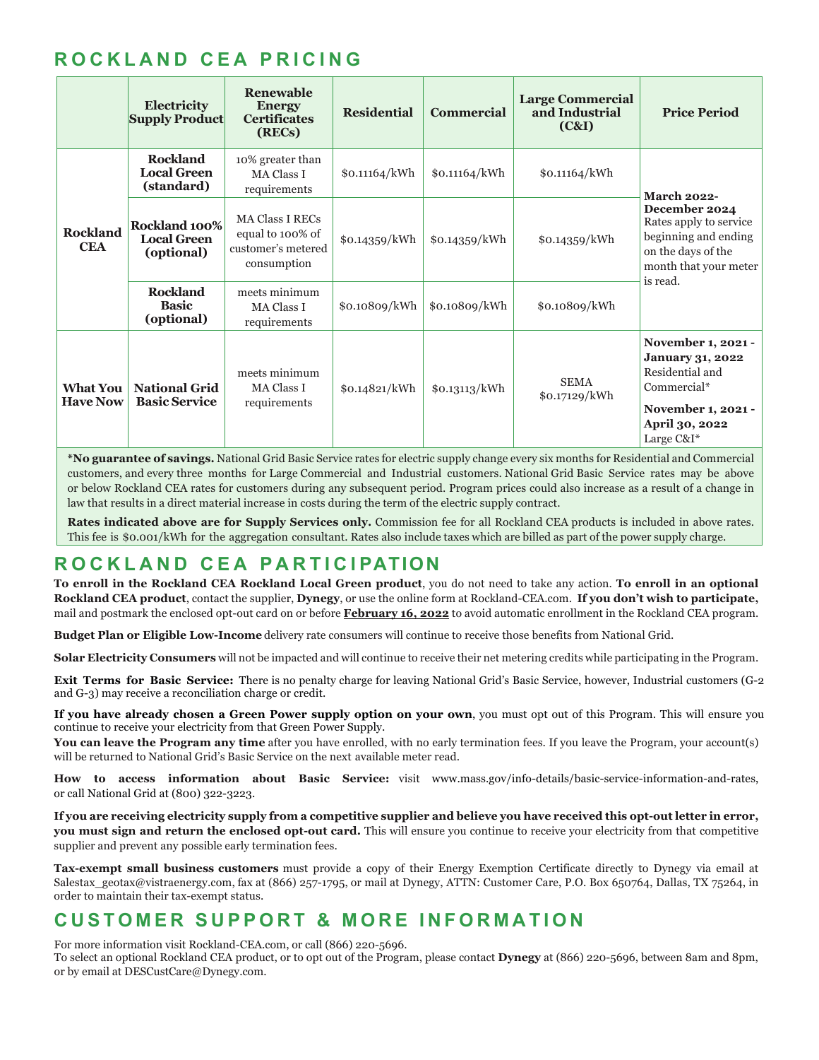## ROCKLAND CEA PRICING

| | Electricity Supply Product | Renewable Energy Certificates (RECs) | Residential | Commercial | Large Commercial and Industrial (C&I) | Price Period |
|---|---|---|---|---|---|---|
| **Rockland CEA** | **Rockland Local Green (standard)** | 10% greater than MA Class I requirements | $0.11164/kWh | $0.11164/kWh | $0.11164/kWh | **March 2022-December 2024** Rates apply to service beginning and ending on the days of the month that your meter is read. |
| | **Rockland 100% Local Green (optional)** | MA Class I RECs equal to 100% of customer's metered consumption | $0.14359/kWh | $0.14359/kWh | $0.14359/kWh | |
| | **Rockland Basic (optional)** | meets minimum MA Class I requirements | $0.10809/kWh | $0.10809/kWh | $0.10809/kWh | |
| **What You Have Now** | **National Grid Basic Service** | meets minimum MA Class I requirements | $0.14821/kWh | $0.13113/kWh | SEMA $0.17129/kWh | **November 1, 2021 - January 31, 2022** Residential and Commercial* **November 1, 2021 - April 30, 2022** Large C&I* |

***No guarantee of savings.** National Grid Basic Service rates for electric supply change every six months for Residential and Commercial customers, and every three months for Large Commercial and Industrial customers. National Grid Basic Service rates may be above or below Rockland CEA rates for customers during any subsequent period. Program prices could also increase as a result of a change in law that results in a direct material increase in costs during the term of the electric supply contract.

**Rates indicated above are for Supply Services only.** Commission fee for all Rockland CEA products is included in above rates. This fee is $0.001/kWh for the aggregation consultant. Rates also include taxes which are billed as part of the power supply charge.

## ROCKLAND CEA PARTICIPATION

**To enroll in the Rockland CEA Rockland Local Green product**, you do not need to take any action. **To enroll in an optional Rockland CEA product**, contact the supplier, **Dynegy**, or use the online form at Rockland-CEA.com. **If you don't wish to participate,** mail and postmark the enclosed opt-out card on or before **February 16, 2022** to avoid automatic enrollment in the Rockland CEA program.

**Budget Plan or Eligible Low-Income** delivery rate consumers will continue to receive those benefits from National Grid.

**Solar Electricity Consumers** will not be impacted and will continue to receive their net metering credits while participating in the Program.

**Exit Terms for Basic Service:** There is no penalty charge for leaving National Grid's Basic Service, however, Industrial customers (G-2 and G-3) may receive a reconciliation charge or credit.

**If you have already chosen a Green Power supply option on your own**, you must opt out of this Program. This will ensure you continue to receive your electricity from that Green Power Supply.

**You can leave the Program any time** after you have enrolled, with no early termination fees. If you leave the Program, your account(s) will be returned to National Grid's Basic Service on the next available meter read.

**How to access information about Basic Service:** visit www.mass.gov/info-details/basic-service-information-and-rates, or call National Grid at (800) 322-3223.

**If you are receiving electricity supply from a competitive supplier and believe you have received this opt-out letter in error, you must sign and return the enclosed opt-out card.** This will ensure you continue to receive your electricity from that competitive supplier and prevent any possible early termination fees.

**Tax-exempt small business customers** must provide a copy of their Energy Exemption Certificate directly to Dynegy via email at Salestax_geotax@vistraenergy.com, fax at (866) 257-1795, or mail at Dynegy, ATTN: Customer Care, P.O. Box 650764, Dallas, TX 75264, in order to maintain their tax-exempt status.

## CUSTOMER SUPPORT & MORE INFORMATION

For more information visit Rockland-CEA.com, or call (866) 220-5696.
To select an optional Rockland CEA product, or to opt out of the Program, please contact **Dynegy** at (866) 220-5696, between 8am and 8pm, or by email at DESCustCare@Dynegy.com.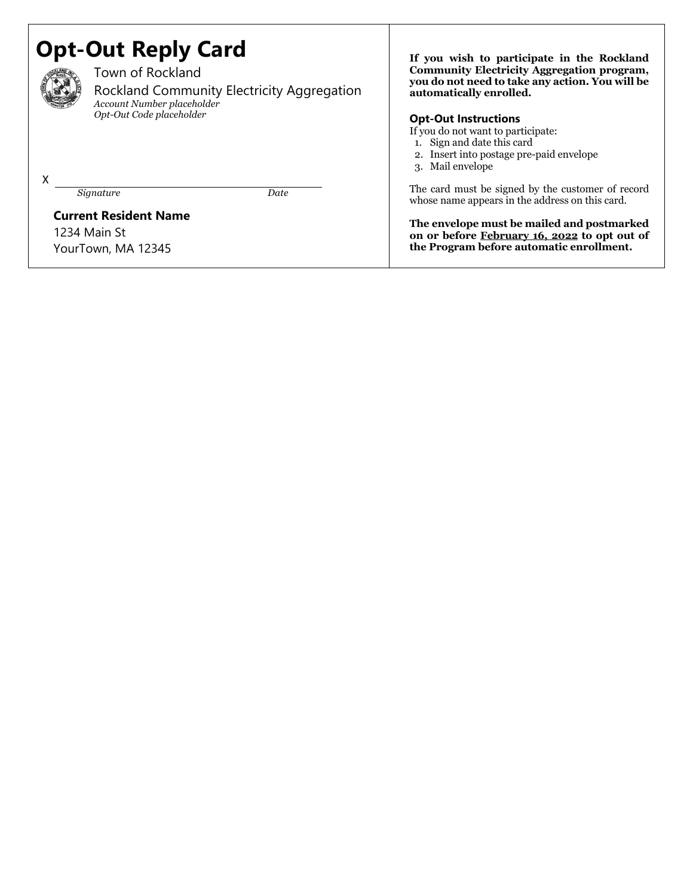# Opt-Out Reply Card

Town of Rockland

Rockland Community Electricity Aggregation

*Account Number placeholder*

*Opt-Out Code placeholder*

X ________________________________________

*Signature* *Date*

**Current Resident Name**

1234 Main St

YourTown, MA 12345

**If you wish to participate in the Rockland Community Electricity Aggregation program, you do not need to take any action. You will be automatically enrolled.**

### Opt-Out Instructions

If you do not want to participate:

1. Sign and date this card
2. Insert into postage pre-paid envelope
3. Mail envelope

The card must be signed by the customer of record whose name appears in the address on this card.

**The envelope must be mailed and postmarked on or before <u>February 16, 2022</u> to opt out of the Program before automatic enrollment.**